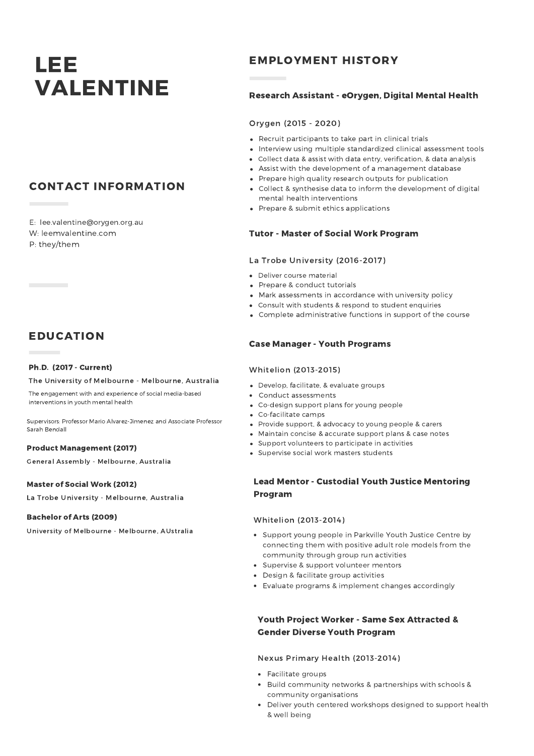# LEE VALENTINE

## CONTACT INFORMATION

E: lee.valentine@orygen.org.au
W: leemvalentine.com
P: they/them

## EDUCATION

**Ph.D. (2017 - Current)**

The University of Melbourne - Melbourne, Australia

The engagement with and experience of social media-based interventions in youth mental health

Supervisors: Professor Mario Alvarez-Jimenez and Associate Professor Sarah Bendall

**Product Management (2017)**

General Assembly - Melbourne, Australia

**Master of Social Work (2012)**

La Trobe University - Melbourne, Australia

**Bachelor of Arts (2009)**

University of Melbourne - Melbourne, AUstralia

## EMPLOYMENT HISTORY

### Research Assistant - eOrygen, Digital Mental Health

Orygen (2015 - 2020)

- Recruit participants to take part in clinical trials
- Interview using multiple standardized clinical assessment tools
- Collect data & assist with data entry, verification, & data analysis
- Assist with the development of a management database
- Prepare high quality research outputs for publication
- Collect & synthesise data to inform the development of digital mental health interventions
- Prepare & submit ethics applications

### Tutor - Master of Social Work Program

La Trobe University (2016-2017)

- Deliver course material
- Prepare & conduct tutorials
- Mark assessments in accordance with university policy
- Consult with students & respond to student enquiries
- Complete administrative functions in support of the course

### Case Manager - Youth Programs

Whitelion (2013-2015)

- Develop, facilitate, & evaluate groups
- Conduct assessments
- Co-design support plans for young people
- Co-facilitate camps
- Provide support, & advocacy to young people & carers
- Maintain concise & accurate support plans & case notes
- Support volunteers to participate in activities
- Supervise social work masters students

### Lead Mentor - Custodial Youth Justice Mentoring Program

Whitelion (2013-2014)

- Support young people in Parkville Youth Justice Centre by connecting them with positive adult role models from the community through group run activities
- Supervise & support volunteer mentors
- Design & facilitate group activities
- Evaluate programs & implement changes accordingly

### Youth Project Worker - Same Sex Attracted & Gender Diverse Youth Program

Nexus Primary Health (2013-2014)

- Facilitate groups
- Build community networks & partnerships with schools & community organisations
- Deliver youth centered workshops designed to support health & well being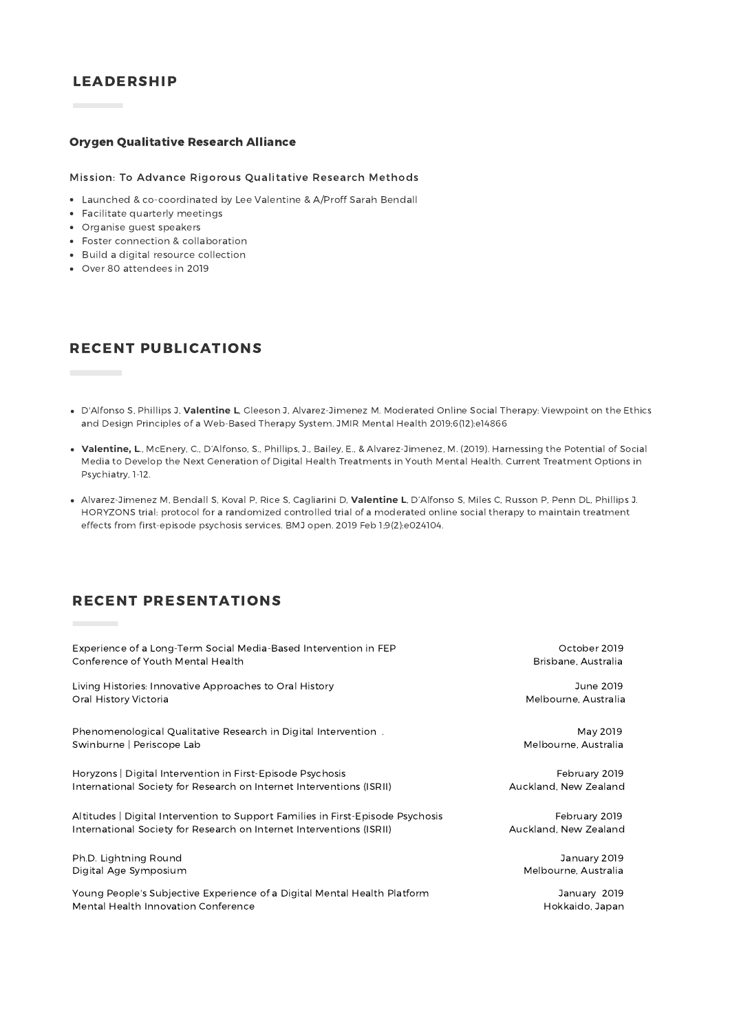## LEADERSHIP

### Orygen Qualitative Research Alliance

Mission: To Advance Rigorous Qualitative Research Methods

- Launched & co-coordinated by Lee Valentine & A/Proff Sarah Bendall
- Facilitate quarterly meetings
- Organise guest speakers
- Foster connection & collaboration
- Build a digital resource collection
- Over 80 attendees in 2019

## RECENT PUBLICATIONS

- D'Alfonso S, Phillips J, **Valentine L**, Gleeson J, Alvarez-Jimenez M. Moderated Online Social Therapy: Viewpoint on the Ethics and Design Principles of a Web-Based Therapy System. JMIR Mental Health 2019;6(12):e14866

- **Valentine, L**., McEnery, C., D'Alfonso, S., Phillips, J., Bailey, E., & Alvarez-Jimenez, M. (2019). Harnessing the Potential of Social Media to Develop the Next Generation of Digital Health Treatments in Youth Mental Health. Current Treatment Options in Psychiatry, 1-12.

- Alvarez-Jimenez M, Bendall S, Koval P, Rice S, Cagliarini D, **Valentine L**, D'Alfonso S, Miles C, Russon P, Penn DL, Phillips J. HORYZONS trial: protocol for a randomized controlled trial of a moderated online social therapy to maintain treatment effects from first-episode psychosis services. BMJ open. 2019 Feb 1;9(2):e024104.

## RECENT PRESENTATIONS

Experience of a Long-Term Social Media-Based Intervention in FEP — October 2019
Conference of Youth Mental Health — Brisbane, Australia

Living Histories: Innovative Approaches to Oral History — June 2019
Oral History Victoria — Melbourne, Australia

Phenomenological Qualitative Research in Digital Intervention . — May 2019
Swinburne | Periscope Lab — Melbourne, Australia

Horyzons | Digital Intervention in First-Episode Psychosis — February 2019
International Society for Research on Internet Interventions (ISRII) — Auckland, New Zealand

Altitudes | Digital Intervention to Support Families in First-Episode Psychosis — February 2019
International Society for Research on Internet Interventions (ISRII) — Auckland, New Zealand

Ph.D. Lightning Round — January 2019
Digital Age Symposium — Melbourne, Australia

Young People's Subjective Experience of a Digital Mental Health Platform — January 2019
Mental Health Innovation Conference — Hokkaido, Japan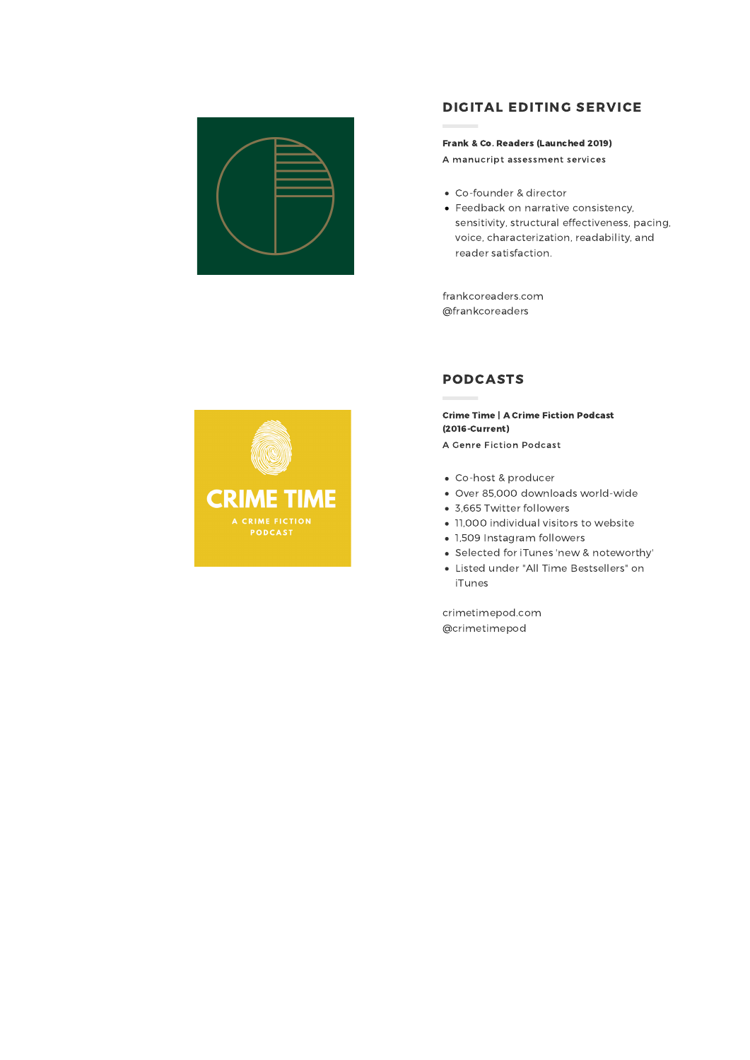## DIGITAL EDITING SERVICE

**Frank & Co. Readers (Launched 2019)**

A manucript assessment services

- Co-founder & director
- Feedback on narrative consistency, sensitivity, structural effectiveness, pacing, voice, characterization, readability, and reader satisfaction.

frankcoreaders.com
@frankcoreaders

## PODCASTS

**Crime Time | A Crime Fiction Podcast (2016-Current)**

A Genre Fiction Podcast

- Co-host & producer
- Over 85,000 downloads world-wide
- 3,665 Twitter followers
- 11,000 individual visitors to website
- 1,509 Instagram followers
- Selected for iTunes 'new & noteworthy'
- Listed under "All Time Bestsellers" on iTunes

crimetimepod.com
@crimetimepod